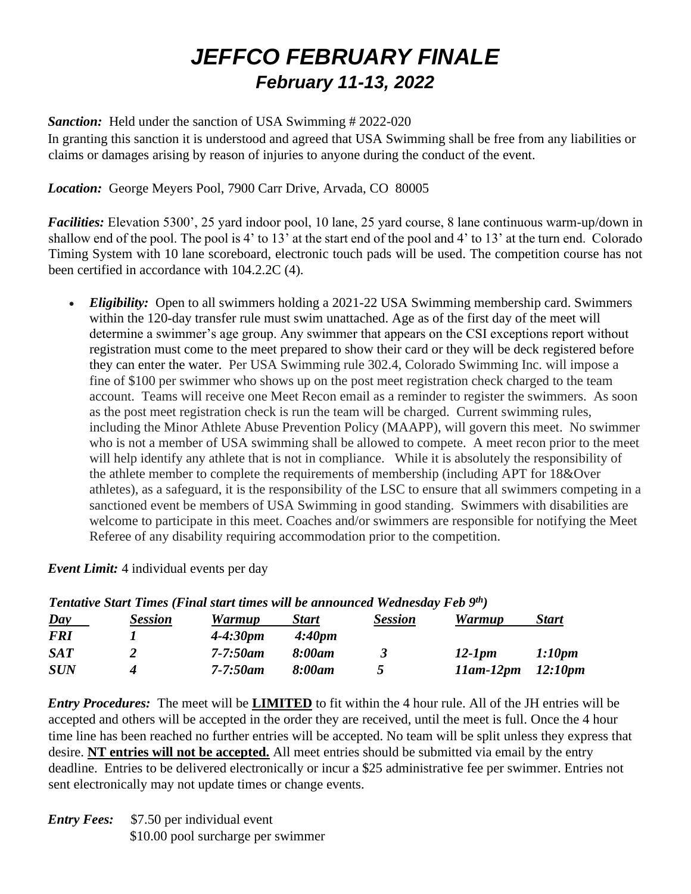# *JEFFCO FEBRUARY FINALE*

## *February 11-13, 2022*

***Sanction:*** Held under the sanction of USA Swimming # 2022-020
In granting this sanction it is understood and agreed that USA Swimming shall be free from any liabilities or claims or damages arising by reason of injuries to anyone during the conduct of the event.

***Location:*** George Meyers Pool, 7900 Carr Drive, Arvada, CO 80005

***Facilities:*** Elevation 5300', 25 yard indoor pool, 10 lane, 25 yard course, 8 lane continuous warm-up/down in shallow end of the pool. The pool is 4' to 13' at the start end of the pool and 4' to 13' at the turn end. Colorado Timing System with 10 lane scoreboard, electronic touch pads will be used. The competition course has not been certified in accordance with 104.2.2C (4).

- ***Eligibility:*** Open to all swimmers holding a 2021-22 USA Swimming membership card. Swimmers within the 120-day transfer rule must swim unattached. Age as of the first day of the meet will determine a swimmer's age group. Any swimmer that appears on the CSI exceptions report without registration must come to the meet prepared to show their card or they will be deck registered before they can enter the water. Per USA Swimming rule 302.4, Colorado Swimming Inc. will impose a fine of $100 per swimmer who shows up on the post meet registration check charged to the team account. Teams will receive one Meet Recon email as a reminder to register the swimmers. As soon as the post meet registration check is run the team will be charged. Current swimming rules, including the Minor Athlete Abuse Prevention Policy (MAAPP), will govern this meet. No swimmer who is not a member of USA swimming shall be allowed to compete. A meet recon prior to the meet will help identify any athlete that is not in compliance. While it is absolutely the responsibility of the athlete member to complete the requirements of membership (including APT for 18&Over athletes), as a safeguard, it is the responsibility of the LSC to ensure that all swimmers competing in a sanctioned event be members of USA Swimming in good standing. Swimmers with disabilities are welcome to participate in this meet. Coaches and/or swimmers are responsible for notifying the Meet Referee of any disability requiring accommodation prior to the competition.

***Event Limit:*** 4 individual events per day

***Tentative Start Times (Final start times will be announced Wednesday Feb 9th)***

| *Day* | *Session* | *Warmup* | *Start* | *Session* | *Warmup* | *Start* |
|---|---|---|---|---|---|---|
| ***FRI*** | *1* | *4-4:30pm* | *4:40pm* | | | |
| ***SAT*** | *2* | *7-7:50am* | *8:00am* | *3* | *12-1pm* | *1:10pm* |
| ***SUN*** | *4* | *7-7:50am* | *8:00am* | *5* | *11am-12pm* | *12:10pm* |

***Entry Procedures:*** The meet will be **LIMITED** to fit within the 4 hour rule. All of the JH entries will be accepted and others will be accepted in the order they are received, until the meet is full. Once the 4 hour time line has been reached no further entries will be accepted. No team will be split unless they express that desire. **NT entries will not be accepted.** All meet entries should be submitted via email by the entry deadline. Entries to be delivered electronically or incur a $25 administrative fee per swimmer. Entries not sent electronically may not update times or change events.

***Entry Fees:*** $7.50 per individual event
$10.00 pool surcharge per swimmer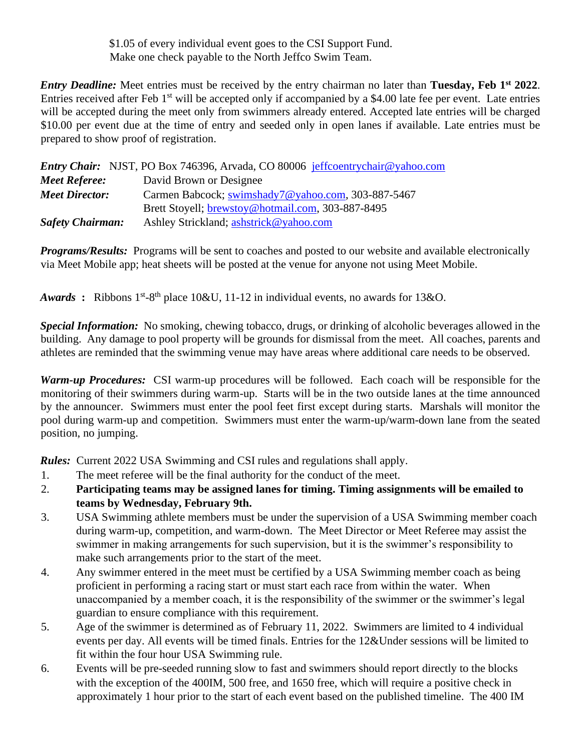$1.05 of every individual event goes to the CSI Support Fund.
Make one check payable to the North Jeffco Swim Team.

***Entry Deadline:*** Meet entries must be received by the entry chairman no later than **Tuesday, Feb 1st 2022**. Entries received after Feb 1st will be accepted only if accompanied by a $4.00 late fee per event. Late entries will be accepted during the meet only from swimmers already entered. Accepted late entries will be charged $10.00 per event due at the time of entry and seeded only in open lanes if available. Late entries must be prepared to show proof of registration.

***Entry Chair:*** NJST, PO Box 746396, Arvada, CO 80006 jeffcoentrychair@yahoo.com
***Meet Referee:*** David Brown or Designee
***Meet Director:*** Carmen Babcock; swimshady7@yahoo.com, 303-887-5467
Brett Stoyell; brewstoy@hotmail.com, 303-887-8495
***Safety Chairman:*** Ashley Strickland; ashstrick@yahoo.com

***Programs/Results:*** Programs will be sent to coaches and posted to our website and available electronically via Meet Mobile app; heat sheets will be posted at the venue for anyone not using Meet Mobile.

***Awards*** **:** Ribbons 1st-8th place 10&U, 11-12 in individual events, no awards for 13&O.

***Special Information:*** No smoking, chewing tobacco, drugs, or drinking of alcoholic beverages allowed in the building. Any damage to pool property will be grounds for dismissal from the meet. All coaches, parents and athletes are reminded that the swimming venue may have areas where additional care needs to be observed.

***Warm-up Procedures:*** CSI warm-up procedures will be followed. Each coach will be responsible for the monitoring of their swimmers during warm-up. Starts will be in the two outside lanes at the time announced by the announcer. Swimmers must enter the pool feet first except during starts. Marshals will monitor the pool during warm-up and competition. Swimmers must enter the warm-up/warm-down lane from the seated position, no jumping.

***Rules:*** Current 2022 USA Swimming and CSI rules and regulations shall apply.

1. The meet referee will be the final authority for the conduct of the meet.
2. **Participating teams may be assigned lanes for timing. Timing assignments will be emailed to teams by Wednesday, February 9th.**
3. USA Swimming athlete members must be under the supervision of a USA Swimming member coach during warm-up, competition, and warm-down. The Meet Director or Meet Referee may assist the swimmer in making arrangements for such supervision, but it is the swimmer's responsibility to make such arrangements prior to the start of the meet.
4. Any swimmer entered in the meet must be certified by a USA Swimming member coach as being proficient in performing a racing start or must start each race from within the water. When unaccompanied by a member coach, it is the responsibility of the swimmer or the swimmer's legal guardian to ensure compliance with this requirement.
5. Age of the swimmer is determined as of February 11, 2022. Swimmers are limited to 4 individual events per day. All events will be timed finals. Entries for the 12&Under sessions will be limited to fit within the four hour USA Swimming rule.
6. Events will be pre-seeded running slow to fast and swimmers should report directly to the blocks with the exception of the 400IM, 500 free, and 1650 free, which will require a positive check in approximately 1 hour prior to the start of each event based on the published timeline. The 400 IM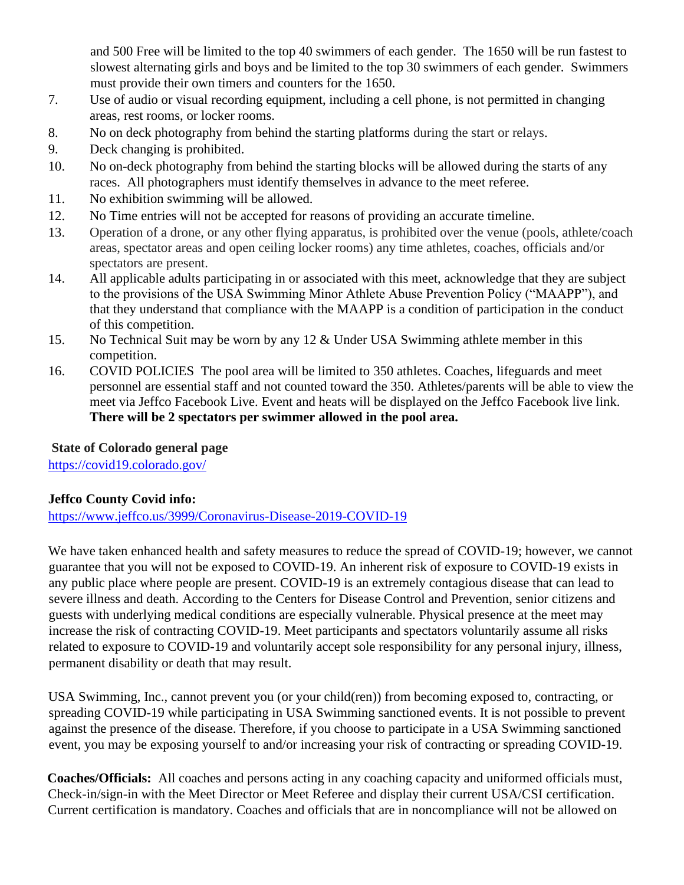and 500 Free will be limited to the top 40 swimmers of each gender. The 1650 will be run fastest to slowest alternating girls and boys and be limited to the top 30 swimmers of each gender. Swimmers must provide their own timers and counters for the 1650.

7. Use of audio or visual recording equipment, including a cell phone, is not permitted in changing areas, rest rooms, or locker rooms.
8. No on deck photography from behind the starting platforms during the start or relays.
9. Deck changing is prohibited.
10. No on-deck photography from behind the starting blocks will be allowed during the starts of any races. All photographers must identify themselves in advance to the meet referee.
11. No exhibition swimming will be allowed.
12. No Time entries will not be accepted for reasons of providing an accurate timeline.
13. Operation of a drone, or any other flying apparatus, is prohibited over the venue (pools, athlete/coach areas, spectator areas and open ceiling locker rooms) any time athletes, coaches, officials and/or spectators are present.
14. All applicable adults participating in or associated with this meet, acknowledge that they are subject to the provisions of the USA Swimming Minor Athlete Abuse Prevention Policy ("MAAPP"), and that they understand that compliance with the MAAPP is a condition of participation in the conduct of this competition.
15. No Technical Suit may be worn by any 12 & Under USA Swimming athlete member in this competition.
16. COVID POLICIES The pool area will be limited to 350 athletes. Coaches, lifeguards and meet personnel are essential staff and not counted toward the 350. Athletes/parents will be able to view the meet via Jeffco Facebook Live. Event and heats will be displayed on the Jeffco Facebook live link. **There will be 2 spectators per swimmer allowed in the pool area.**

**State of Colorado general page**
https://covid19.colorado.gov/

**Jeffco County Covid info:**
https://www.jeffco.us/3999/Coronavirus-Disease-2019-COVID-19

We have taken enhanced health and safety measures to reduce the spread of COVID-19; however, we cannot guarantee that you will not be exposed to COVID-19. An inherent risk of exposure to COVID-19 exists in any public place where people are present. COVID-19 is an extremely contagious disease that can lead to severe illness and death. According to the Centers for Disease Control and Prevention, senior citizens and guests with underlying medical conditions are especially vulnerable. Physical presence at the meet may increase the risk of contracting COVID-19. Meet participants and spectators voluntarily assume all risks related to exposure to COVID-19 and voluntarily accept sole responsibility for any personal injury, illness, permanent disability or death that may result.

USA Swimming, Inc., cannot prevent you (or your child(ren)) from becoming exposed to, contracting, or spreading COVID-19 while participating in USA Swimming sanctioned events. It is not possible to prevent against the presence of the disease. Therefore, if you choose to participate in a USA Swimming sanctioned event, you may be exposing yourself to and/or increasing your risk of contracting or spreading COVID-19.

**Coaches/Officials:** All coaches and persons acting in any coaching capacity and uniformed officials must, Check-in/sign-in with the Meet Director or Meet Referee and display their current USA/CSI certification. Current certification is mandatory. Coaches and officials that are in noncompliance will not be allowed on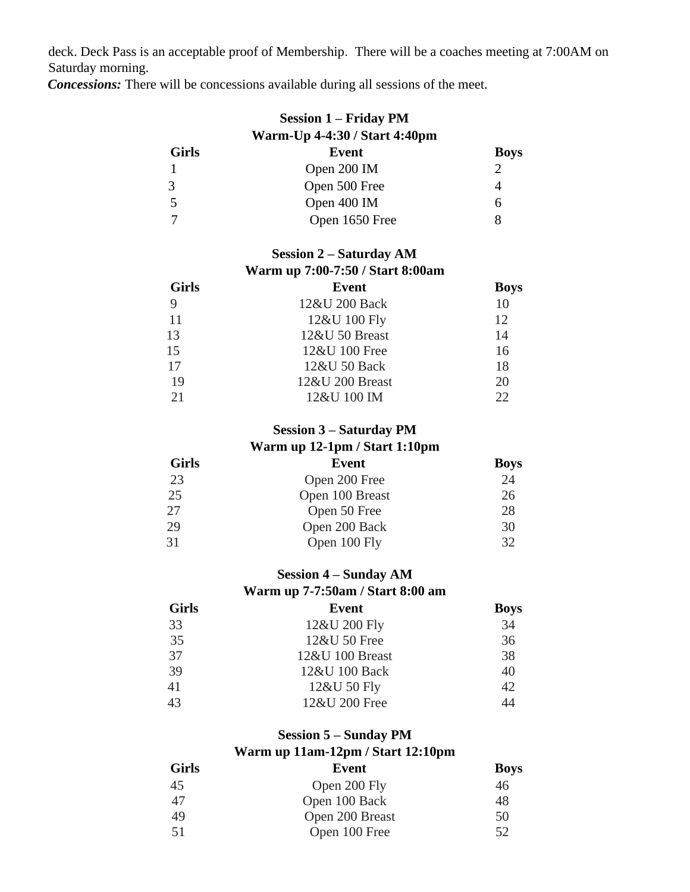deck. Deck Pass is an acceptable proof of Membership. There will be a coaches meeting at 7:00AM on Saturday morning.

***Concessions:*** There will be concessions available during all sessions of the meet.

**Session 1 – Friday PM**
**Warm-Up 4-4:30 / Start 4:40pm**

| Girls | Event | Boys |
|---|---|---|
| 1 | Open 200 IM | 2 |
| 3 | Open 500 Free | 4 |
| 5 | Open 400 IM | 6 |
| 7 | Open 1650 Free | 8 |

**Session 2 – Saturday AM**
**Warm up 7:00-7:50 / Start 8:00am**

| Girls | Event | Boys |
|---|---|---|
| 9 | 12&U 200 Back | 10 |
| 11 | 12&U 100 Fly | 12 |
| 13 | 12&U 50 Breast | 14 |
| 15 | 12&U 100 Free | 16 |
| 17 | 12&U 50 Back | 18 |
| 19 | 12&U 200 Breast | 20 |
| 21 | 12&U 100 IM | 22 |

**Session 3 – Saturday PM**
**Warm up 12-1pm / Start 1:10pm**

| Girls | Event | Boys |
|---|---|---|
| 23 | Open 200 Free | 24 |
| 25 | Open 100 Breast | 26 |
| 27 | Open 50 Free | 28 |
| 29 | Open 200 Back | 30 |
| 31 | Open 100 Fly | 32 |

**Session 4 – Sunday AM**
**Warm up 7-7:50am / Start 8:00 am**

| Girls | Event | Boys |
|---|---|---|
| 33 | 12&U 200 Fly | 34 |
| 35 | 12&U 50 Free | 36 |
| 37 | 12&U 100 Breast | 38 |
| 39 | 12&U 100 Back | 40 |
| 41 | 12&U 50 Fly | 42 |
| 43 | 12&U 200 Free | 44 |

**Session 5 – Sunday PM**
**Warm up 11am-12pm / Start 12:10pm**

| Girls | Event | Boys |
|---|---|---|
| 45 | Open 200 Fly | 46 |
| 47 | Open 100 Back | 48 |
| 49 | Open 200 Breast | 50 |
| 51 | Open 100 Free | 52 |